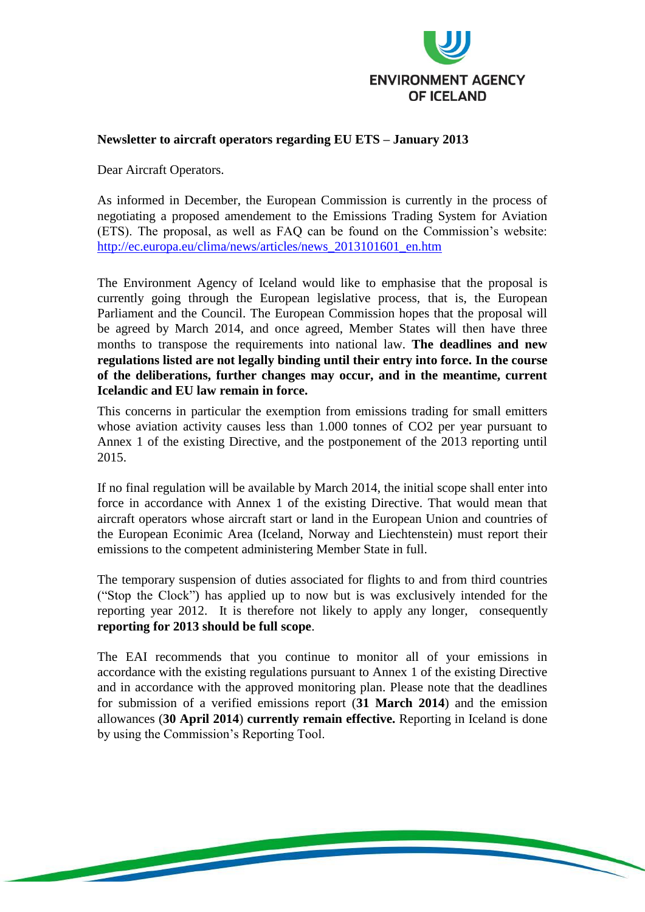ENVIRONMENT AGENCY OF ICELAND

**Newsletter to aircraft operators regarding EU ETS – January 2013**

Dear Aircraft Operators.

As informed in December, the European Commission is currently in the process of negotiating a proposed amendement to the Emissions Trading System for Aviation (ETS). The proposal, as well as FAQ can be found on the Commission's website: http://ec.europa.eu/clima/news/articles/news_2013101601_en.htm

The Environment Agency of Iceland would like to emphasise that the proposal is currently going through the European legislative process, that is, the European Parliament and the Council. The European Commission hopes that the proposal will be agreed by March 2014, and once agreed, Member States will then have three months to transpose the requirements into national law. **The deadlines and new regulations listed are not legally binding until their entry into force. In the course of the deliberations, further changes may occur, and in the meantime, current Icelandic and EU law remain in force.**

This concerns in particular the exemption from emissions trading for small emitters whose aviation activity causes less than 1.000 tonnes of $CO_2$ per year pursuant to Annex 1 of the existing Directive, and the postponement of the 2013 reporting until 2015.

If no final regulation will be available by March 2014, the initial scope shall enter into force in accordance with Annex 1 of the existing Directive. That would mean that aircraft operators whose aircraft start or land in the European Union and countries of the European Econimic Area (Iceland, Norway and Liechtenstein) must report their emissions to the competent administering Member State in full.

The temporary suspension of duties associated for flights to and from third countries ("Stop the Clock") has applied up to now but is was exclusively intended for the reporting year 2012. It is therefore not likely to apply any longer, consequently **reporting for 2013 should be full scope**.

The EAI recommends that you continue to monitor all of your emissions in accordance with the existing regulations pursuant to Annex 1 of the existing Directive and in accordance with the approved monitoring plan. Please note that the deadlines for submission of a verified emissions report (**31 March 2014**) and the emission allowances (**30 April 2014**) **currently remain effective.** Reporting in Iceland is done by using the Commission's Reporting Tool.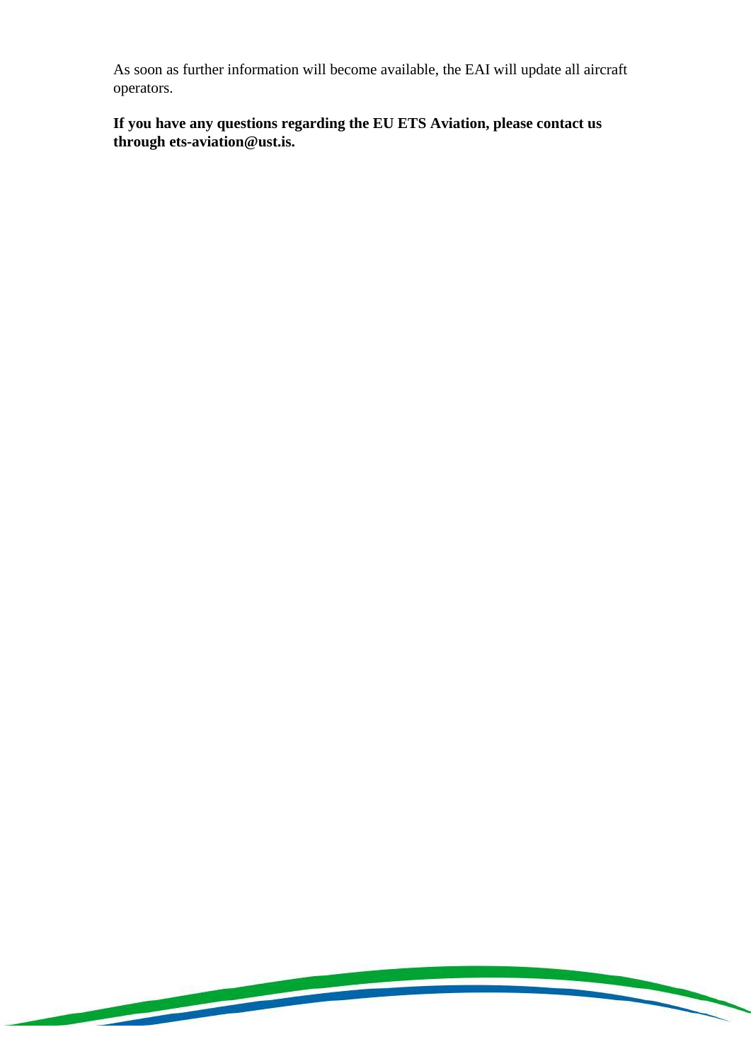As soon as further information will become available, the EAI will update all aircraft operators.

**If you have any questions regarding the EU ETS Aviation, please contact us through ets-aviation@ust.is.**